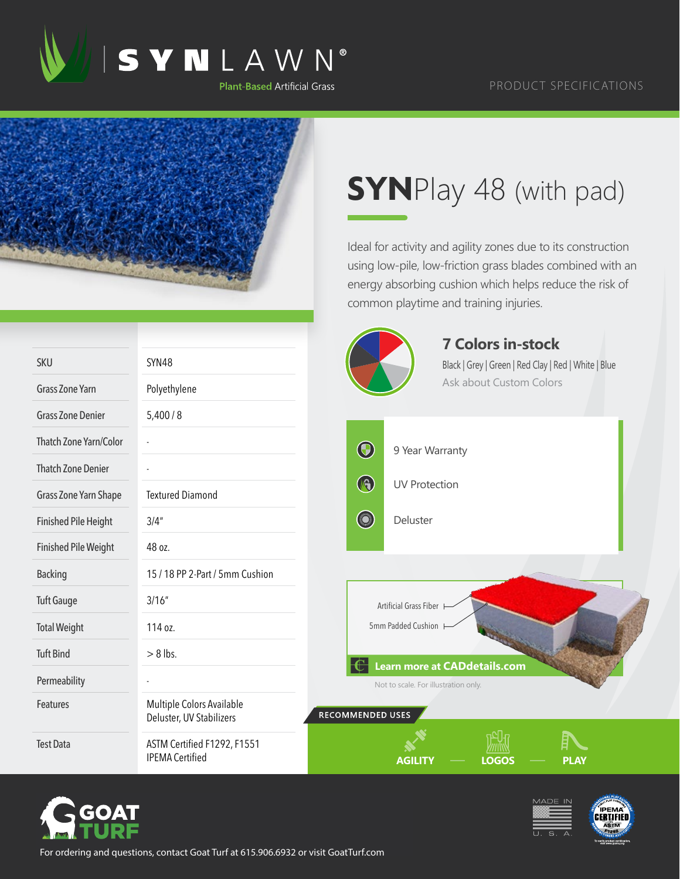# SYNLAWN®

Plant-Based Artificial Grass

PRODUCT SPECIFICATIONS

## SYNPlay 48 (with pad)

Ideal for activity and agility zones due to its construction using low-pile, low-friction grass blades combined with an energy absorbing cushion which helps reduce the risk of common playtime and training injuries.

### 7 Colors in-stock

Black | Grey | Green | Red Clay | Red | White | Blue

Ask about Custom Colors

| | |
|---|---|
| SKU | SYN48 |
| Grass Zone Yarn | Polyethylene |
| Grass Zone Denier | 5,400 / 8 |
| Thatch Zone Yarn/Color | - |
| Thatch Zone Denier | - |
| Grass Zone Yarn Shape | Textured Diamond |
| Finished Pile Height | 3/4" |
| Finished Pile Weight | 48 oz. |
| Backing | 15 / 18 PP 2-Part / 5mm Cushion |
| Tuft Gauge | 3/16" |
| Total Weight | 114 oz. |
| Tuft Bind | > 8 lbs. |
| Permeability | - |
| Features | Multiple Colors Available Deluster, UV Stabilizers |
| Test Data | ASTM Certified F1292, F1551 IPEMA Certified |

- 9 Year Warranty
- UV Protection
- Deluster

Artificial Grass Fiber

5mm Padded Cushion

Learn more at CADdetails.com

Not to scale. For illustration only.

RECOMMENDED USES

AGILITY — LOGOS — PLAY

GOAT TURF

MADE IN U. S. A.

IPEMA CERTIFIED ASTM F1292

For ordering and questions, contact Goat Turf at 615.906.6932 or visit GoatTurf.com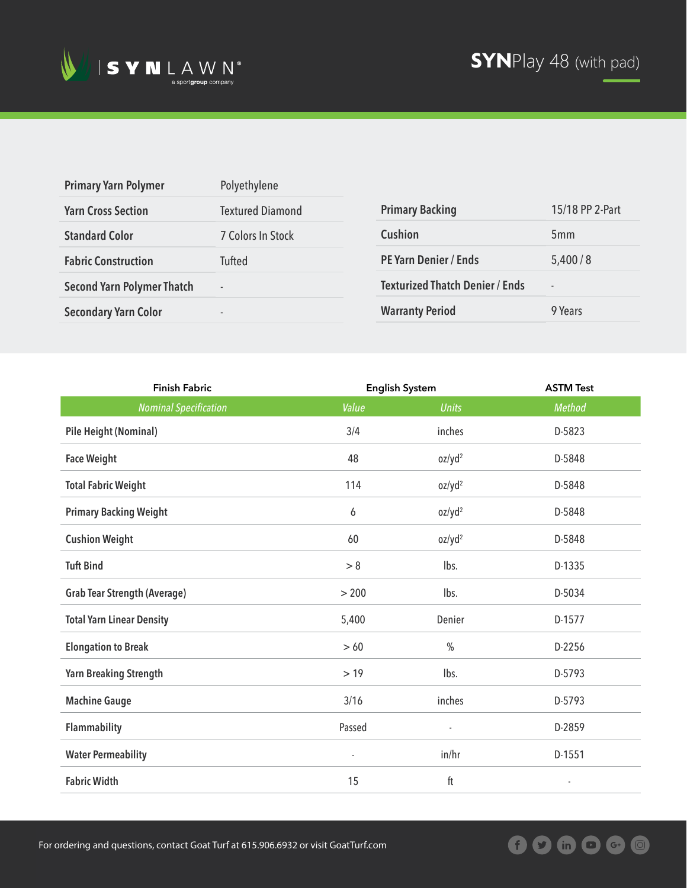SYNLAWN®
a sportgroup company

# SYNPlay 48 (with pad)

| | |
|---|---|
| Primary Yarn Polymer | Polyethylene |
| Yarn Cross Section | Textured Diamond |
| Standard Color | 7 Colors In Stock |
| Fabric Construction | Tufted |
| Second Yarn Polymer Thatch | - |
| Secondary Yarn Color | - |

| | |
|---|---|
| Primary Backing | 15/18 PP 2-Part |
| Cushion | 5mm |
| PE Yarn Denier / Ends | 5,400 / 8 |
| Texturized Thatch Denier / Ends | - |
| Warranty Period | 9 Years |

| Finish Fabric | English System | | ASTM Test |
|---|---|---|---|
| *Nominal Specification* | *Value* | *Units* | *Method* |
| Pile Height (Nominal) | 3/4 | inches | D-5823 |
| Face Weight | 48 | $oz/yd^2$ | D-5848 |
| Total Fabric Weight | 114 | $oz/yd^2$ | D-5848 |
| Primary Backing Weight | 6 | $oz/yd^2$ | D-5848 |
| Cushion Weight | 60 | $oz/yd^2$ | D-5848 |
| Tuft Bind | > 8 | lbs. | D-1335 |
| Grab Tear Strength (Average) | > 200 | lbs. | D-5034 |
| Total Yarn Linear Density | 5,400 | Denier | D-1577 |
| Elongation to Break | > 60 | % | D-2256 |
| Yarn Breaking Strength | > 19 | lbs. | D-5793 |
| Machine Gauge | 3/16 | inches | D-5793 |
| Flammability | Passed | - | D-2859 |
| Water Permeability | - | in/hr | D-1551 |
| Fabric Width | 15 | ft | - |

For ordering and questions, contact Goat Turf at 615.906.6932 or visit GoatTurf.com